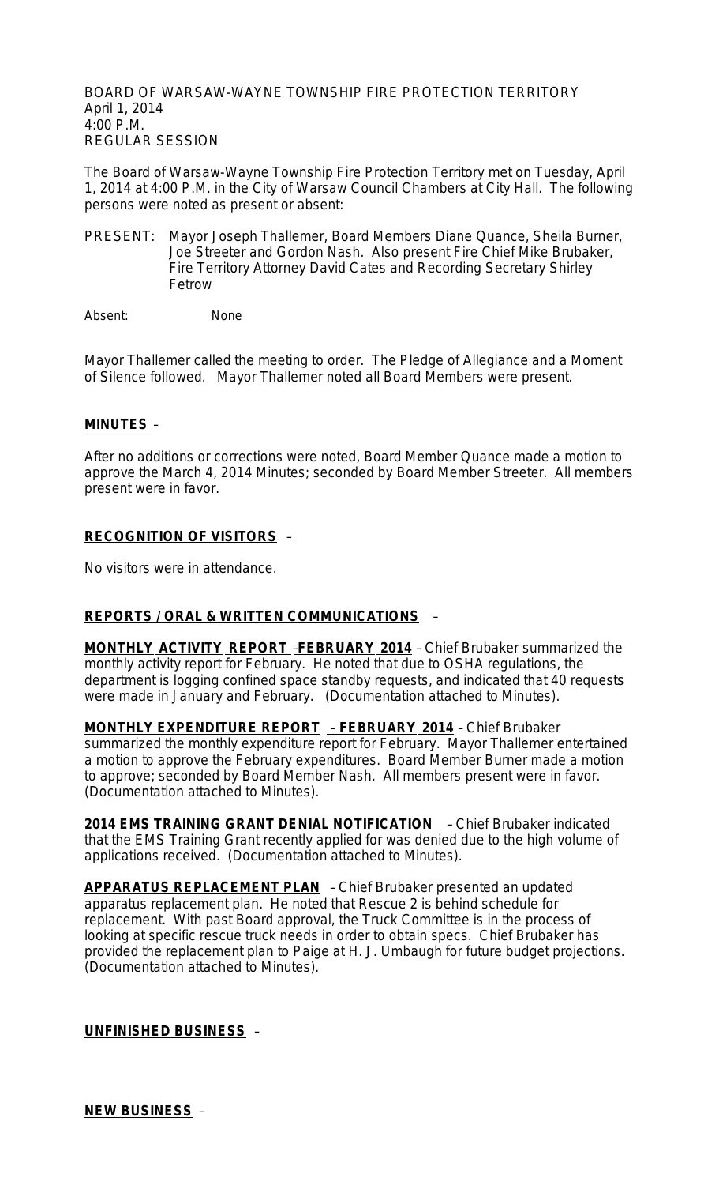BOARD OF WARSAW-WAYNE TOWNSHIP FIRE PROTECTION TERRITORY
April 1, 2014
4:00 P.M.
REGULAR SESSION

The Board of Warsaw-Wayne Township Fire Protection Territory met on Tuesday, April 1, 2014 at 4:00 P.M. in the City of Warsaw Council Chambers at City Hall. The following persons were noted as present or absent:

PRESENT: Mayor Joseph Thallemer, Board Members Diane Quance, Sheila Burner, Joe Streeter and Gordon Nash. Also present Fire Chief Mike Brubaker, Fire Territory Attorney David Cates and Recording Secretary Shirley Fetrow

Absent: None

Mayor Thallemer called the meeting to order. The Pledge of Allegiance and a Moment of Silence followed. Mayor Thallemer noted all Board Members were present.

**MINUTES** –

After no additions or corrections were noted, Board Member Quance made a motion to approve the March 4, 2014 Minutes; seconded by Board Member Streeter. All members present were in favor.

**RECOGNITION OF VISITORS** –

No visitors were in attendance.

**REPORTS / ORAL & WRITTEN COMMUNICATIONS** –

**MONTHLY ACTIVITY REPORT –FEBRUARY 2014** – Chief Brubaker summarized the monthly activity report for February. He noted that due to OSHA regulations, the department is logging confined space standby requests, and indicated that 40 requests were made in January and February. (Documentation attached to Minutes).

**MONTHLY EXPENDITURE REPORT – FEBRUARY 2014** – Chief Brubaker summarized the monthly expenditure report for February. Mayor Thallemer entertained a motion to approve the February expenditures. Board Member Burner made a motion to approve; seconded by Board Member Nash. All members present were in favor. (Documentation attached to Minutes).

**2014 EMS TRAINING GRANT DENIAL NOTIFICATION** – Chief Brubaker indicated that the EMS Training Grant recently applied for was denied due to the high volume of applications received. (Documentation attached to Minutes).

**APPARATUS REPLACEMENT PLAN** – Chief Brubaker presented an updated apparatus replacement plan. He noted that Rescue 2 is behind schedule for replacement. With past Board approval, the Truck Committee is in the process of looking at specific rescue truck needs in order to obtain specs. Chief Brubaker has provided the replacement plan to Paige at H. J. Umbaugh for future budget projections. (Documentation attached to Minutes).

**UNFINISHED BUSINESS** –

**NEW BUSINESS** –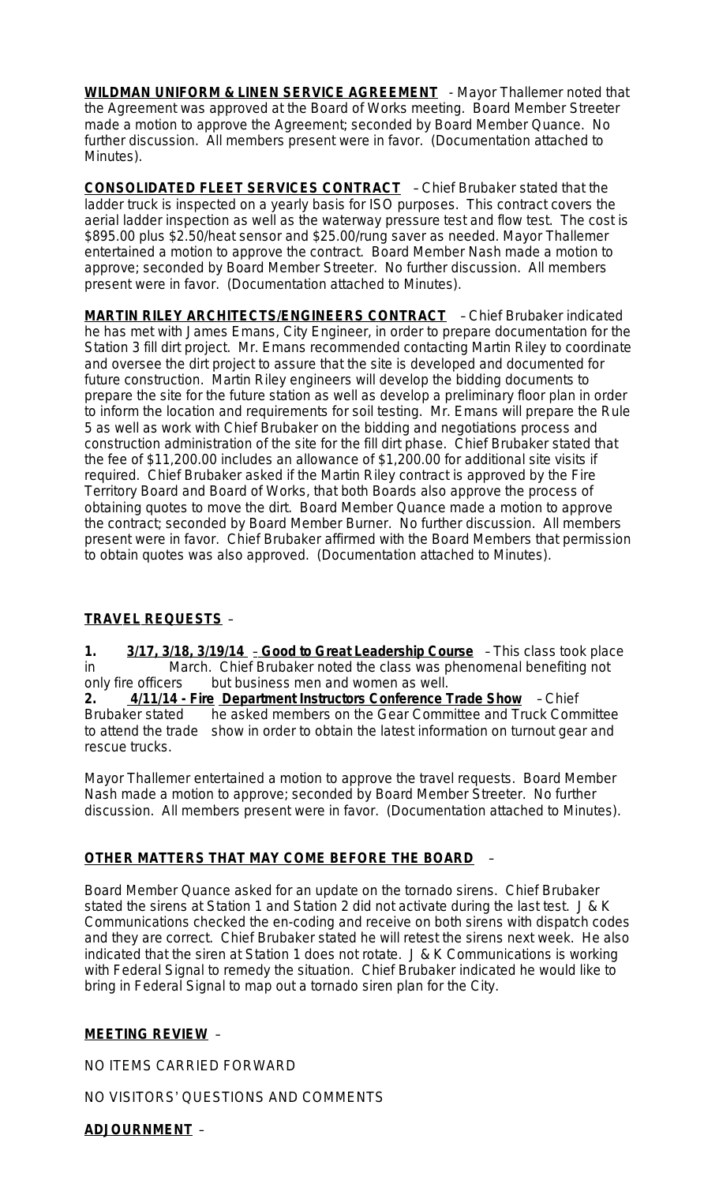**WILDMAN UNIFORM & LINEN SERVICE AGREEMENT** - Mayor Thallemer noted that the Agreement was approved at the Board of Works meeting. Board Member Streeter made a motion to approve the Agreement; seconded by Board Member Quance. No further discussion. All members present were in favor. (Documentation attached to Minutes).

**CONSOLIDATED FLEET SERVICES CONTRACT** – Chief Brubaker stated that the ladder truck is inspected on a yearly basis for ISO purposes. This contract covers the aerial ladder inspection as well as the waterway pressure test and flow test. The cost is $895.00 plus $2.50/heat sensor and $25.00/rung saver as needed. Mayor Thallemer entertained a motion to approve the contract. Board Member Nash made a motion to approve; seconded by Board Member Streeter. No further discussion. All members present were in favor. (Documentation attached to Minutes).

**MARTIN RILEY ARCHITECTS/ENGINEERS CONTRACT** – Chief Brubaker indicated he has met with James Emans, City Engineer, in order to prepare documentation for the Station 3 fill dirt project. Mr. Emans recommended contacting Martin Riley to coordinate and oversee the dirt project to assure that the site is developed and documented for future construction. Martin Riley engineers will develop the bidding documents to prepare the site for the future station as well as develop a preliminary floor plan in order to inform the location and requirements for soil testing. Mr. Emans will prepare the Rule 5 as well as work with Chief Brubaker on the bidding and negotiations process and construction administration of the site for the fill dirt phase. Chief Brubaker stated that the fee of $11,200.00 includes an allowance of $1,200.00 for additional site visits if required. Chief Brubaker asked if the Martin Riley contract is approved by the Fire Territory Board and Board of Works, that both Boards also approve the process of obtaining quotes to move the dirt. Board Member Quance made a motion to approve the contract; seconded by Board Member Burner. No further discussion. All members present were in favor. Chief Brubaker affirmed with the Board Members that permission to obtain quotes was also approved. (Documentation attached to Minutes).

**TRAVEL REQUESTS** –

1. **3/17, 3/18, 3/19/14 - Good to Great Leadership Course** – This class took place in March. Chief Brubaker noted the class was phenomenal benefiting not only fire officers but business men and women as well.
2. **4/11/14 - Fire Department Instructors Conference Trade Show** – Chief Brubaker stated he asked members on the Gear Committee and Truck Committee to attend the trade show in order to obtain the latest information on turnout gear and rescue trucks.

Mayor Thallemer entertained a motion to approve the travel requests. Board Member Nash made a motion to approve; seconded by Board Member Streeter. No further discussion. All members present were in favor. (Documentation attached to Minutes).

**OTHER MATTERS THAT MAY COME BEFORE THE BOARD** –

Board Member Quance asked for an update on the tornado sirens. Chief Brubaker stated the sirens at Station 1 and Station 2 did not activate during the last test. J & K Communications checked the en-coding and receive on both sirens with dispatch codes and they are correct. Chief Brubaker stated he will retest the sirens next week. He also indicated that the siren at Station 1 does not rotate. J & K Communications is working with Federal Signal to remedy the situation. Chief Brubaker indicated he would like to bring in Federal Signal to map out a tornado siren plan for the City.

**MEETING REVIEW** –

NO ITEMS CARRIED FORWARD

NO VISITORS' QUESTIONS AND COMMENTS

**ADJOURNMENT** –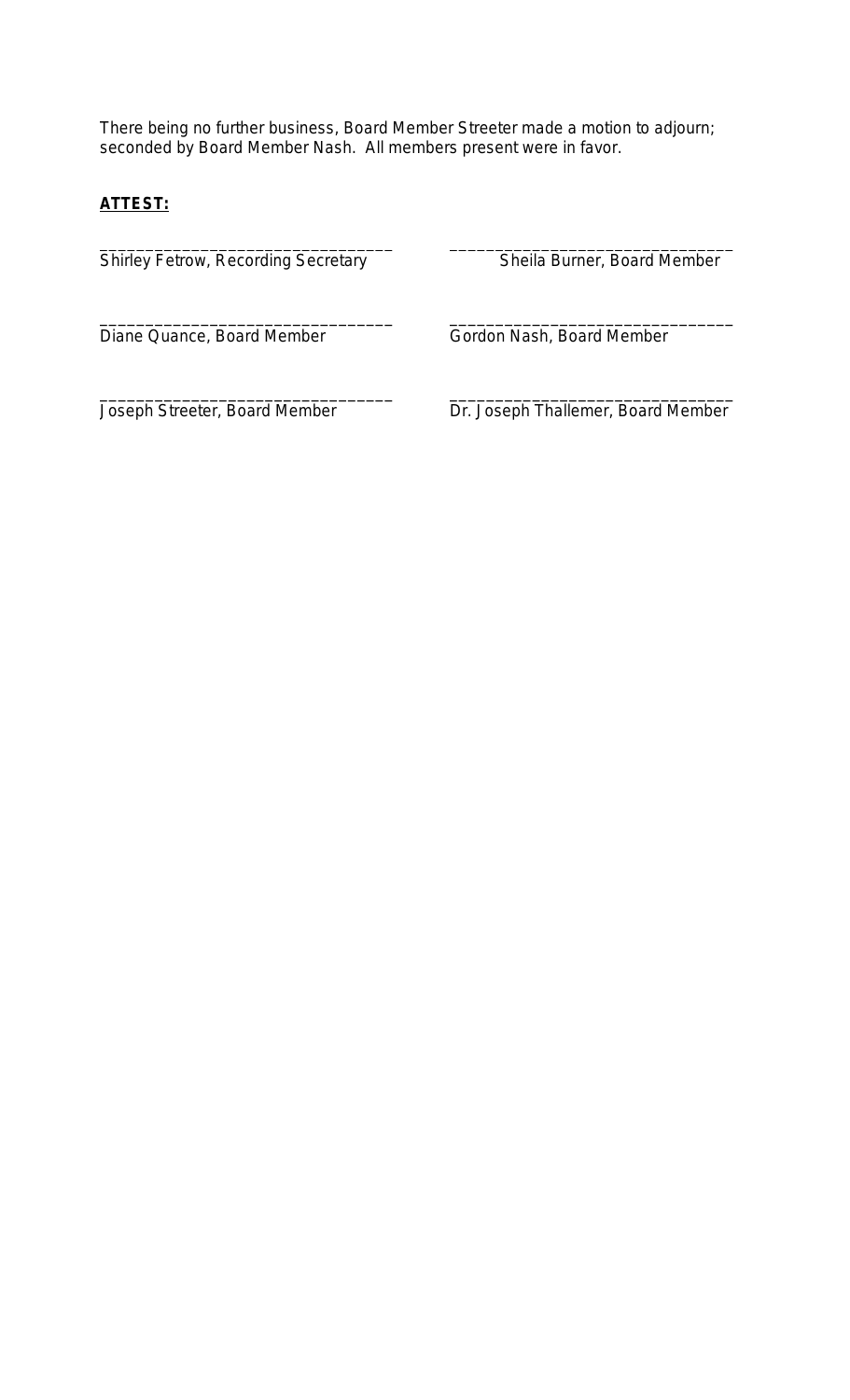There being no further business, Board Member Streeter made a motion to adjourn; seconded by Board Member Nash. All members present were in favor.

**ATTEST:**

| | |
|---|---|
| ________________________________ | ________________________________ |
| Shirley Fetrow, Recording Secretary | Sheila Burner, Board Member |
| ________________________________ | ________________________________ |
| Diane Quance, Board Member | Gordon Nash, Board Member |
| ________________________________ | ________________________________ |
| Joseph Streeter, Board Member | Dr. Joseph Thallemer, Board Member |